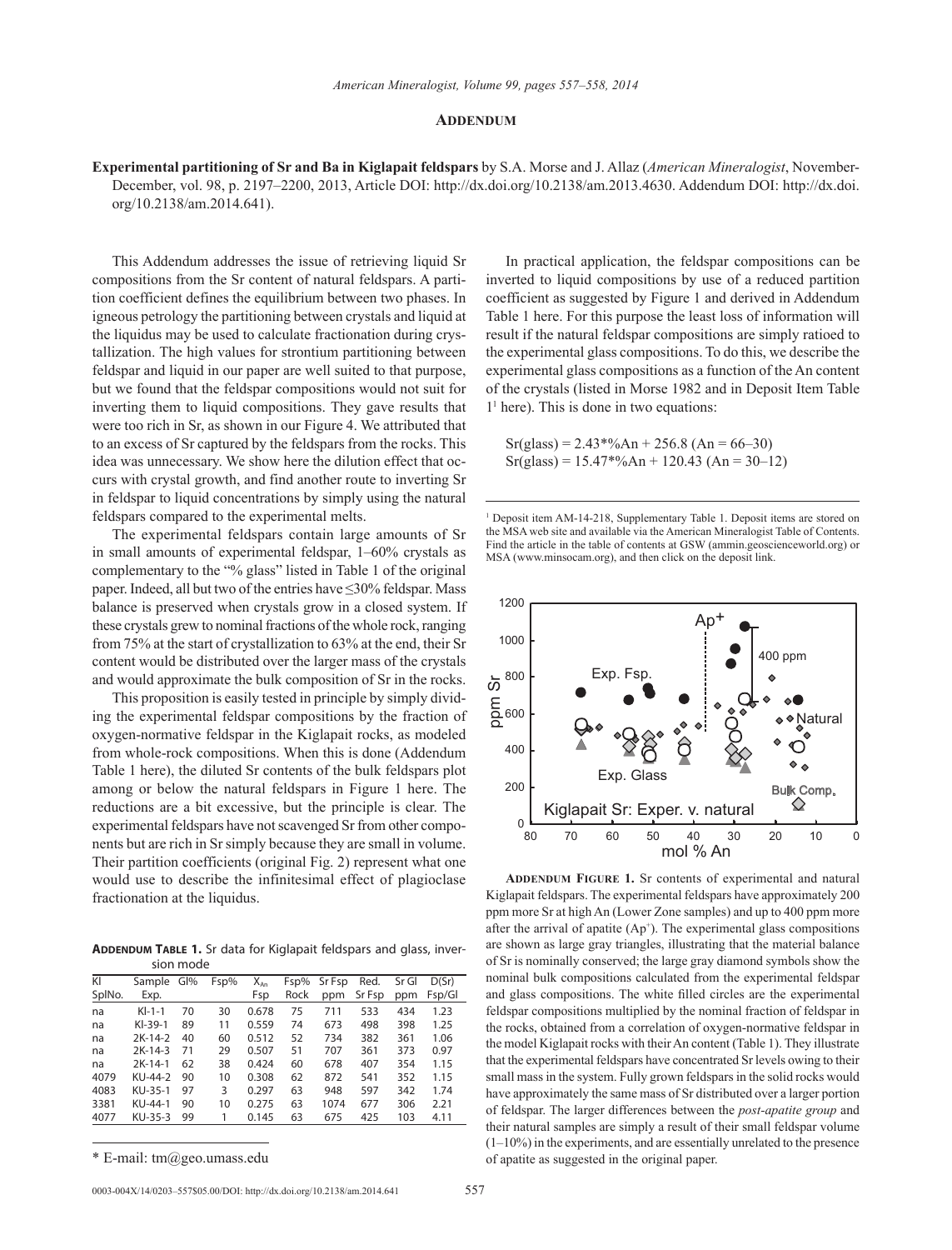# Addendum

**Experimental partitioning of Sr and Ba in Kiglapait feldspars** by S.A. Morse and J. Allaz (*American Mineralogist*, November-December, vol. 98, p. 2197–2200, 2013, Article DOI: http://dx.doi.org/10.2138/am.2013.4630. Addendum DOI: http://dx.doi.org/10.2138/am.2014.641).

This Addendum addresses the issue of retrieving liquid Sr compositions from the Sr content of natural feldspars. A partition coefficient defines the equilibrium between two phases. In igneous petrology the partitioning between crystals and liquid at the liquidus may be used to calculate fractionation during crystallization. The high values for strontium partitioning between feldspar and liquid in our paper are well suited to that purpose, but we found that the feldspar compositions would not suit for inverting them to liquid compositions. They gave results that were too rich in Sr, as shown in our Figure 4. We attributed that to an excess of Sr captured by the feldspars from the rocks. This idea was unnecessary. We show here the dilution effect that occurs with crystal growth, and find another route to inverting Sr in feldspar to liquid concentrations by simply using the natural feldspars compared to the experimental melts.

The experimental feldspars contain large amounts of Sr in small amounts of experimental feldspar, 1–60% crystals as complementary to the "% glass" listed in Table 1 of the original paper. Indeed, all but two of the entries have ≤30% feldspar. Mass balance is preserved when crystals grow in a closed system. If these crystals grew to nominal fractions of the whole rock, ranging from 75% at the start of crystallization to 63% at the end, their Sr content would be distributed over the larger mass of the crystals and would approximate the bulk composition of Sr in the rocks.

This proposition is easily tested in principle by simply dividing the experimental feldspar compositions by the fraction of oxygen-normative feldspar in the Kiglapait rocks, as modeled from whole-rock compositions. When this is done (Addendum Table 1 here), the diluted Sr contents of the bulk feldspars plot among or below the natural feldspars in Figure 1 here. The reductions are a bit excessive, but the principle is clear. The experimental feldspars have not scavenged Sr from other components but are rich in Sr simply because they are small in volume. Their partition coefficients (original Fig. 2) represent what one would use to describe the infinitesimal effect of plagioclase fractionation at the liquidus.

**Addendum Table 1.** Sr data for Kiglapait feldspars and glass, inversion mode

| KI SplNo. | Sample Exp. | Gl% | Fsp% | $X_{An}$ Fsp | Fsp% Rock | Sr Fsp ppm | Red. Sr Fsp | Sr Gl ppm | D(Sr) Fsp/Gl |
|---|---|---|---|---|---|---|---|---|---|
| na | KI-1-1 | 70 | 30 | 0.678 | 75 | 711 | 533 | 434 | 1.23 |
| na | KI-39-1 | 89 | 11 | 0.559 | 74 | 673 | 498 | 398 | 1.25 |
| na | 2K-14-2 | 40 | 60 | 0.512 | 52 | 734 | 382 | 361 | 1.06 |
| na | 2K-14-3 | 71 | 29 | 0.507 | 51 | 707 | 361 | 373 | 0.97 |
| na | 2K-14-1 | 62 | 38 | 0.424 | 60 | 678 | 407 | 354 | 1.15 |
| 4079 | KU-44-2 | 90 | 10 | 0.308 | 62 | 872 | 541 | 352 | 1.15 |
| 4083 | KU-35-1 | 97 | 3 | 0.297 | 63 | 948 | 597 | 342 | 1.74 |
| 3381 | KU-44-1 | 90 | 10 | 0.275 | 63 | 1074 | 677 | 306 | 2.21 |
| 4077 | KU-35-3 | 99 | 1 | 0.145 | 63 | 675 | 425 | 103 | 4.11 |

In practical application, the feldspar compositions can be inverted to liquid compositions by use of a reduced partition coefficient as suggested by Figure 1 and derived in Addendum Table 1 here. For this purpose the least loss of information will result if the natural feldspar compositions are simply ratioed to the experimental glass compositions. To do this, we describe the experimental glass compositions as a function of the An content of the crystals (listed in Morse 1982 and in Deposit Item Table 1[1] here). This is done in two equations:

$$\text{Sr(glass)} = 2.43*\%\text{An} + 256.8 \ (\text{An} = 66\text{–}30)$$

$$\text{Sr(glass)} = 15.47*\%\text{An} + 120.43 \ (\text{An} = 30\text{–}12)$$

[1] Deposit item AM-14-218, Supplementary Table 1. Deposit items are stored on the MSA web site and available via the American Mineralogist Table of Contents. Find the article in the table of contents at GSW (ammin.geoscienceworld.org) or MSA (www.minsocam.org), and then click on the deposit link.

**Addendum Figure 1.** Sr contents of experimental and natural Kiglapait feldspars. The experimental feldspars have approximately 200 ppm more Sr at high An (Lower Zone samples) and up to 400 ppm more after the arrival of apatite ($Ap^+$). The experimental glass compositions are shown as large gray triangles, illustrating that the material balance of Sr is nominally conserved; the large gray diamond symbols show the nominal bulk compositions calculated from the experimental feldspar and glass compositions. The white filled circles are the experimental feldspar compositions multiplied by the nominal fraction of feldspar in the rocks, obtained from a correlation of oxygen-normative feldspar in the model Kiglapait rocks with their An content (Table 1). They illustrate that the experimental feldspars have concentrated Sr levels owing to their small mass in the system. Fully grown feldspars in the solid rocks would have approximately the same mass of Sr distributed over a larger portion of feldspar. The larger differences between the *post-apatite group* and their natural samples are simply a result of their small feldspar volume (1–10%) in the experiments, and are essentially unrelated to the presence of apatite as suggested in the original paper.

\* E-mail: tm@geo.umass.edu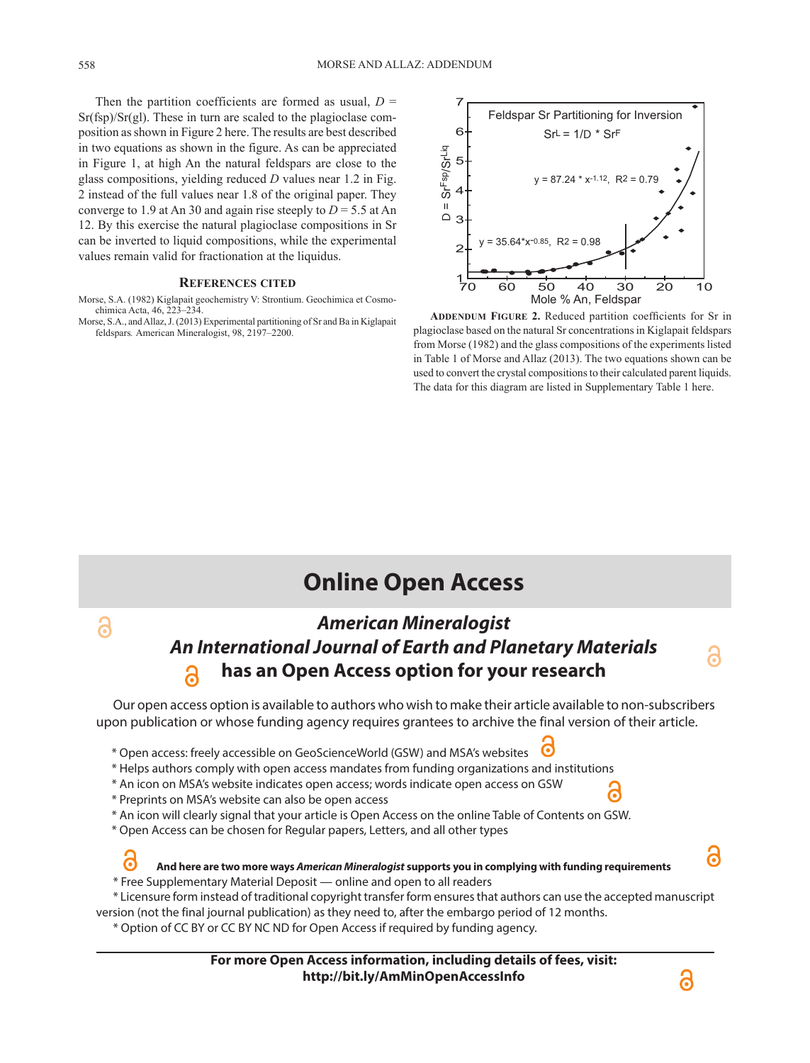Then the partition coefficients are formed as usual, $D$ = Sr(fsp)/Sr(gl). These in turn are scaled to the plagioclase composition as shown in Figure 2 here. The results are best described in two equations as shown in the figure. As can be appreciated in Figure 1, at high An the natural feldspars are close to the glass compositions, yielding reduced $D$ values near 1.2 in Fig. 2 instead of the full values near 1.8 of the original paper. They converge to 1.9 at An 30 and again rise steeply to $D$ = 5.5 at An 12. By this exercise the natural plagioclase compositions in Sr can be inverted to liquid compositions, while the experimental values remain valid for fractionation at the liquidus.

## References cited

Morse, S.A. (1982) Kiglapait geochemistry V: Strontium. Geochimica et Cosmochimica Acta, 46, 223–234.

Morse, S.A., and Allaz, J. (2013) Experimental partitioning of Sr and Ba in Kiglapait feldspars. American Mineralogist, 98, 2197–2200.

Feldspar Sr Partitioning for Inversion

$Sr^L = 1/D * Sr^F$

$y = 87.24 * x^{-1.12}$, $R^2 = 0.79$

$y = 35.64*x^{-0.85}$, $R^2 = 0.98$

$D = Sr^{Fsp}/Sr^{Liq}$

Mole % An, Feldspar

1 2 3 4 5 6 7

70 60 50 40 30 20 10

**Addendum Figure 2.** Reduced partition coefficients for Sr in plagioclase based on the natural Sr concentrations in Kiglapait feldspars from Morse (1982) and the glass compositions of the experiments listed in Table 1 of Morse and Allaz (2013). The two equations shown can be used to convert the crystal compositions to their calculated parent liquids. The data for this diagram are listed in Supplementary Table 1 here.

# Online Open Access

## *American Mineralogist*
## *An International Journal of Earth and Planetary Materials*
## has an Open Access option for your research

Our open access option is available to authors who wish to make their article available to non-subscribers upon publication or whose funding agency requires grantees to archive the final version of their article.

* Open access: freely accessible on GeoScienceWorld (GSW) and MSA's websites
* Helps authors comply with open access mandates from funding organizations and institutions
* An icon on MSA's website indicates open access; words indicate open access on GSW
* Preprints on MSA's website can also be open access
* An icon will clearly signal that your article is Open Access on the online Table of Contents on GSW.
* Open Access can be chosen for Regular papers, Letters, and all other types

**And here are two more ways *American Mineralogist* supports you in complying with funding requirements**

* Free Supplementary Material Deposit — online and open to all readers
* Licensure form instead of traditional copyright transfer form ensures that authors can use the accepted manuscript version (not the final journal publication) as they need to, after the embargo period of 12 months.
* Option of CC BY or CC BY NC ND for Open Access if required by funding agency.

**For more Open Access information, including details of fees, visit:**
**http://bit.ly/AmMinOpenAccessInfo**